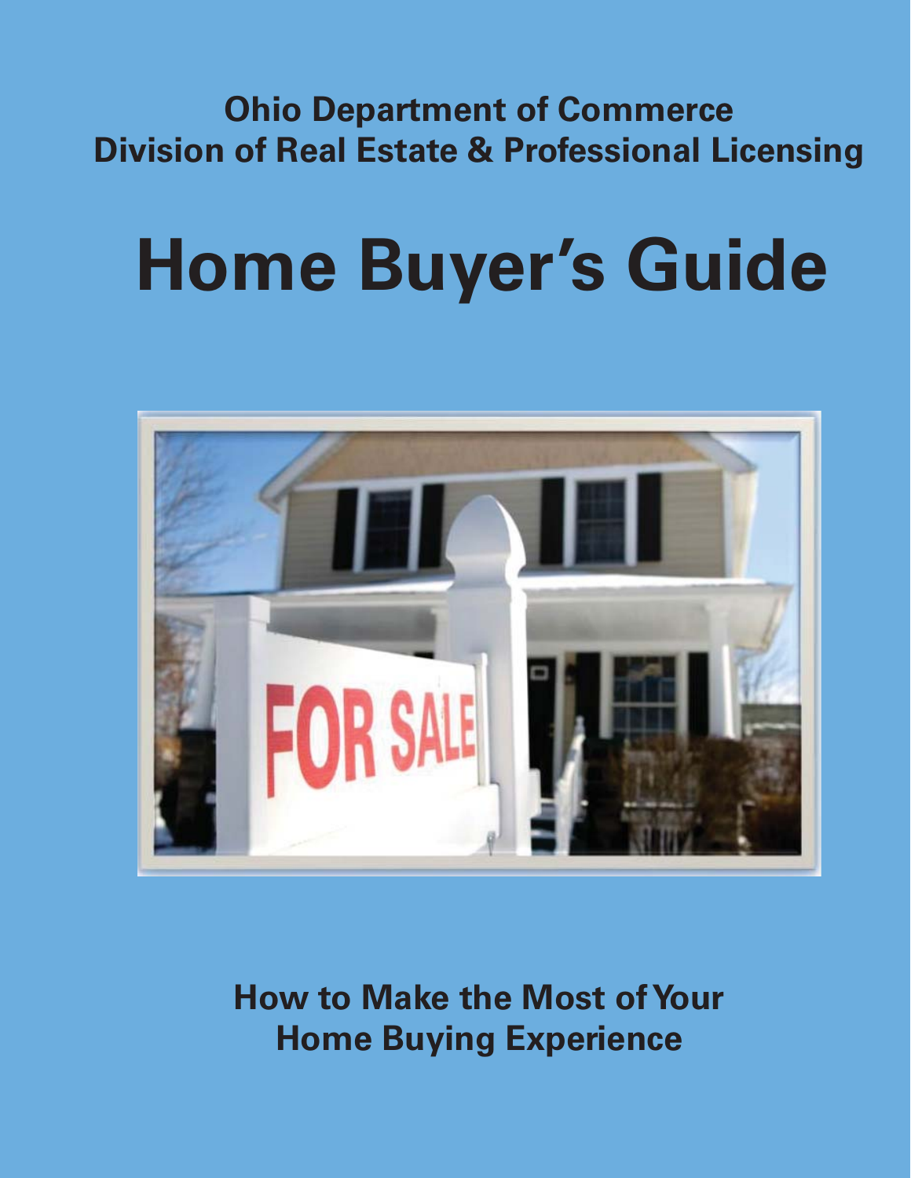**Ohio Department of Commerce**
**Division of Real Estate & Professional Licensing**

# Home Buyer's Guide

**How to Make the Most of Your Home Buying Experience**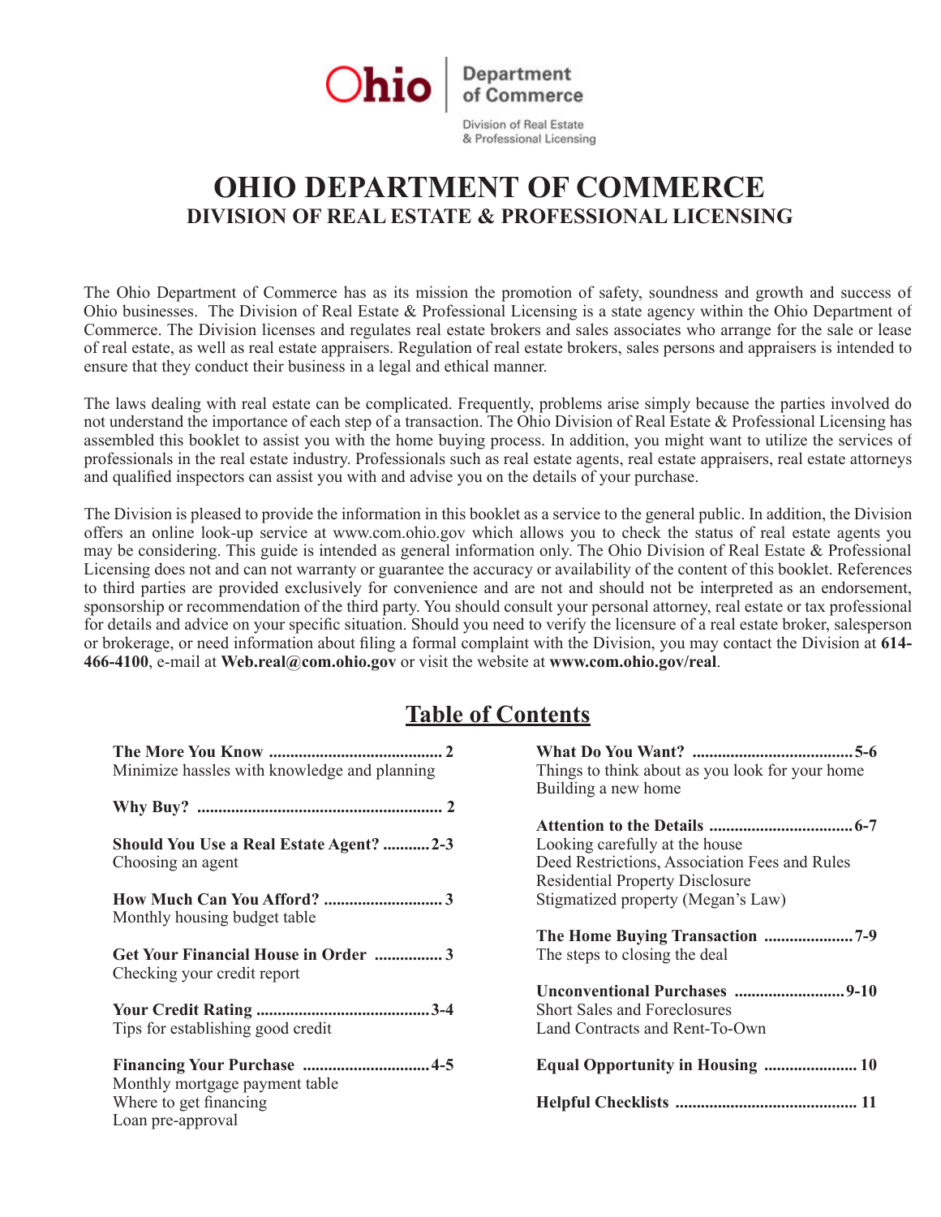Ohio Department of Commerce

Division of Real Estate & Professional Licensing

# OHIO DEPARTMENT OF COMMERCE
## DIVISION OF REAL ESTATE & PROFESSIONAL LICENSING

The Ohio Department of Commerce has as its mission the promotion of safety, soundness and growth and success of Ohio businesses. The Division of Real Estate & Professional Licensing is a state agency within the Ohio Department of Commerce. The Division licenses and regulates real estate brokers and sales associates who arrange for the sale or lease of real estate, as well as real estate appraisers. Regulation of real estate brokers, sales persons and appraisers is intended to ensure that they conduct their business in a legal and ethical manner.

The laws dealing with real estate can be complicated. Frequently, problems arise simply because the parties involved do not understand the importance of each step of a transaction. The Ohio Division of Real Estate & Professional Licensing has assembled this booklet to assist you with the home buying process. In addition, you might want to utilize the services of professionals in the real estate industry. Professionals such as real estate agents, real estate appraisers, real estate attorneys and qualified inspectors can assist you with and advise you on the details of your purchase.

The Division is pleased to provide the information in this booklet as a service to the general public. In addition, the Division offers an online look-up service at www.com.ohio.gov which allows you to check the status of real estate agents you may be considering. This guide is intended as general information only. The Ohio Division of Real Estate & Professional Licensing does not and can not warranty or guarantee the accuracy or availability of the content of this booklet. References to third parties are provided exclusively for convenience and are not and should not be interpreted as an endorsement, sponsorship or recommendation of the third party. You should consult your personal attorney, real estate or tax professional for details and advice on your specific situation. Should you need to verify the licensure of a real estate broker, salesperson or brokerage, or need information about filing a formal complaint with the Division, you may contact the Division at **614-466-4100**, e-mail at **Web.real@com.ohio.gov** or visit the website at **www.com.ohio.gov/real**.

## Table of Contents

**The More You Know** ........................................ 2
Minimize hassles with knowledge and planning

**Why Buy?** ........................................ 2

**Should You Use a Real Estate Agent?** ........... 2-3
Choosing an agent

**How Much Can You Afford?** ............................ 3
Monthly housing budget table

**Get Your Financial House in Order** ................ 3
Checking your credit report

**Your Credit Rating** ........................................ 3-4
Tips for establishing good credit

**Financing Your Purchase** ............................. 4-5
Monthly mortgage payment table
Where to get financing
Loan pre-approval

**What Do You Want?** ...................................... 5-6
Things to think about as you look for your home
Building a new home

**Attention to the Details** ................................. 6-7
Looking carefully at the house
Deed Restrictions, Association Fees and Rules
Residential Property Disclosure
Stigmatized property (Megan's Law)

**The Home Buying Transaction** ..................... 7-9
The steps to closing the deal

**Unconventional Purchases** .......................... 9-10
Short Sales and Foreclosures
Land Contracts and Rent-To-Own

**Equal Opportunity in Housing** ...................... 10

**Helpful Checklists** ........................................ 11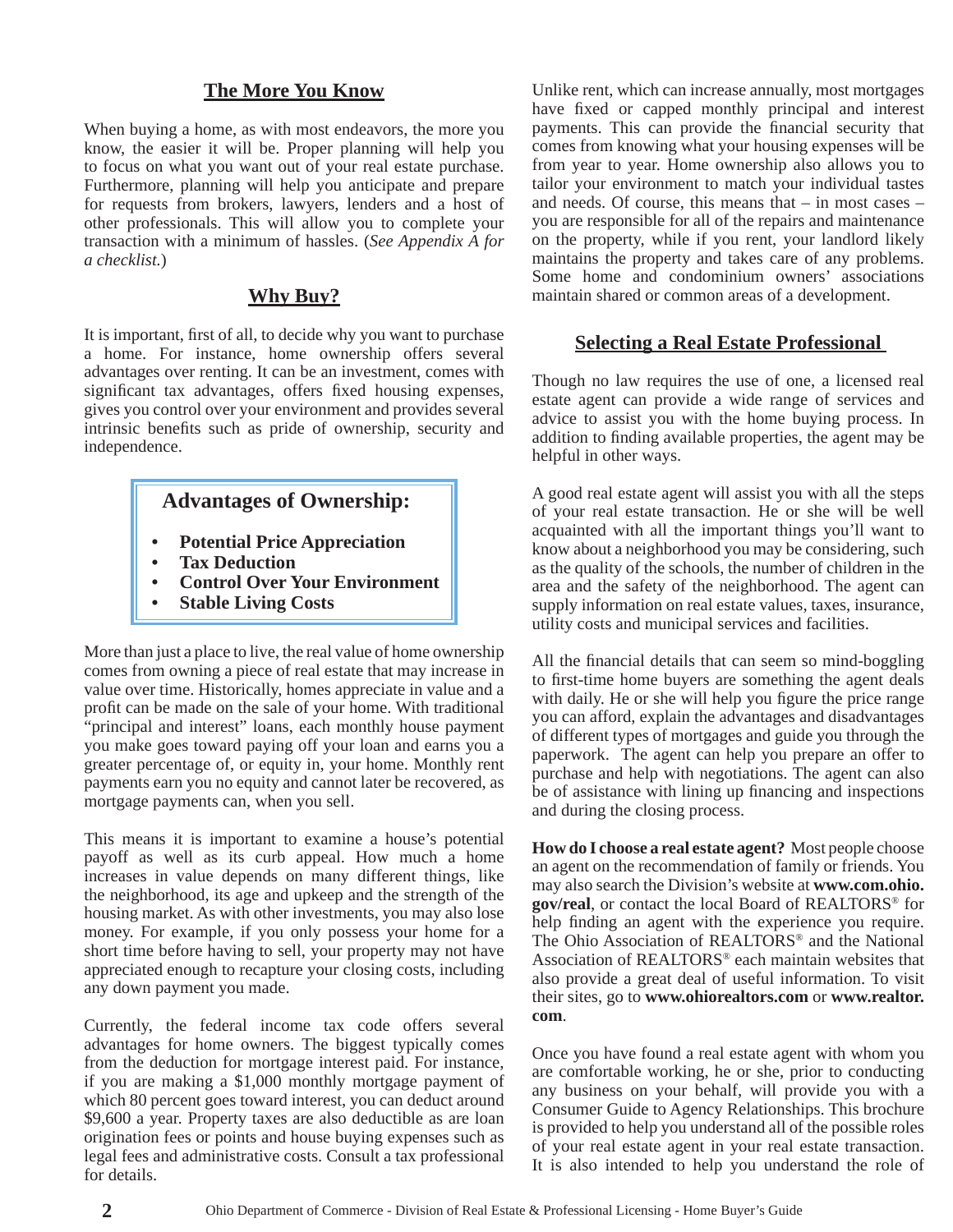## The More You Know

When buying a home, as with most endeavors, the more you know, the easier it will be. Proper planning will help you to focus on what you want out of your real estate purchase. Furthermore, planning will help you anticipate and prepare for requests from brokers, lawyers, lenders and a host of other professionals. This will allow you to complete your transaction with a minimum of hassles. (*See Appendix A for a checklist.*)

## Why Buy?

It is important, first of all, to decide why you want to purchase a home. For instance, home ownership offers several advantages over renting. It can be an investment, comes with significant tax advantages, offers fixed housing expenses, gives you control over your environment and provides several intrinsic benefits such as pride of ownership, security and independence.

### Advantages of Ownership:

- **Potential Price Appreciation**
- **Tax Deduction**
- **Control Over Your Environment**
- **Stable Living Costs**

More than just a place to live, the real value of home ownership comes from owning a piece of real estate that may increase in value over time. Historically, homes appreciate in value and a profit can be made on the sale of your home. With traditional "principal and interest" loans, each monthly house payment you make goes toward paying off your loan and earns you a greater percentage of, or equity in, your home. Monthly rent payments earn you no equity and cannot later be recovered, as mortgage payments can, when you sell.

This means it is important to examine a house's potential payoff as well as its curb appeal. How much a home increases in value depends on many different things, like the neighborhood, its age and upkeep and the strength of the housing market. As with other investments, you may also lose money. For example, if you only possess your home for a short time before having to sell, your property may not have appreciated enough to recapture your closing costs, including any down payment you made.

Currently, the federal income tax code offers several advantages for home owners. The biggest typically comes from the deduction for mortgage interest paid. For instance, if you are making a $1,000 monthly mortgage payment of which 80 percent goes toward interest, you can deduct around $9,600 a year. Property taxes are also deductible as are loan origination fees or points and house buying expenses such as legal fees and administrative costs. Consult a tax professional for details.

Unlike rent, which can increase annually, most mortgages have fixed or capped monthly principal and interest payments. This can provide the financial security that comes from knowing what your housing expenses will be from year to year. Home ownership also allows you to tailor your environment to match your individual tastes and needs. Of course, this means that – in most cases – you are responsible for all of the repairs and maintenance on the property, while if you rent, your landlord likely maintains the property and takes care of any problems. Some home and condominium owners' associations maintain shared or common areas of a development.

## Selecting a Real Estate Professional

Though no law requires the use of one, a licensed real estate agent can provide a wide range of services and advice to assist you with the home buying process. In addition to finding available properties, the agent may be helpful in other ways.

A good real estate agent will assist you with all the steps of your real estate transaction. He or she will be well acquainted with all the important things you'll want to know about a neighborhood you may be considering, such as the quality of the schools, the number of children in the area and the safety of the neighborhood. The agent can supply information on real estate values, taxes, insurance, utility costs and municipal services and facilities.

All the financial details that can seem so mind-boggling to first-time home buyers are something the agent deals with daily. He or she will help you figure the price range you can afford, explain the advantages and disadvantages of different types of mortgages and guide you through the paperwork. The agent can help you prepare an offer to purchase and help with negotiations. The agent can also be of assistance with lining up financing and inspections and during the closing process.

**How do I choose a real estate agent?** Most people choose an agent on the recommendation of family or friends. You may also search the Division's website at **www.com.ohio.gov/real**, or contact the local Board of REALTORS® for help finding an agent with the experience you require. The Ohio Association of REALTORS® and the National Association of REALTORS® each maintain websites that also provide a great deal of useful information. To visit their sites, go to **www.ohiorealtors.com** or **www.realtor.com**.

Once you have found a real estate agent with whom you are comfortable working, he or she, prior to conducting any business on your behalf, will provide you with a Consumer Guide to Agency Relationships. This brochure is provided to help you understand all of the possible roles of your real estate agent in your real estate transaction. It is also intended to help you understand the role of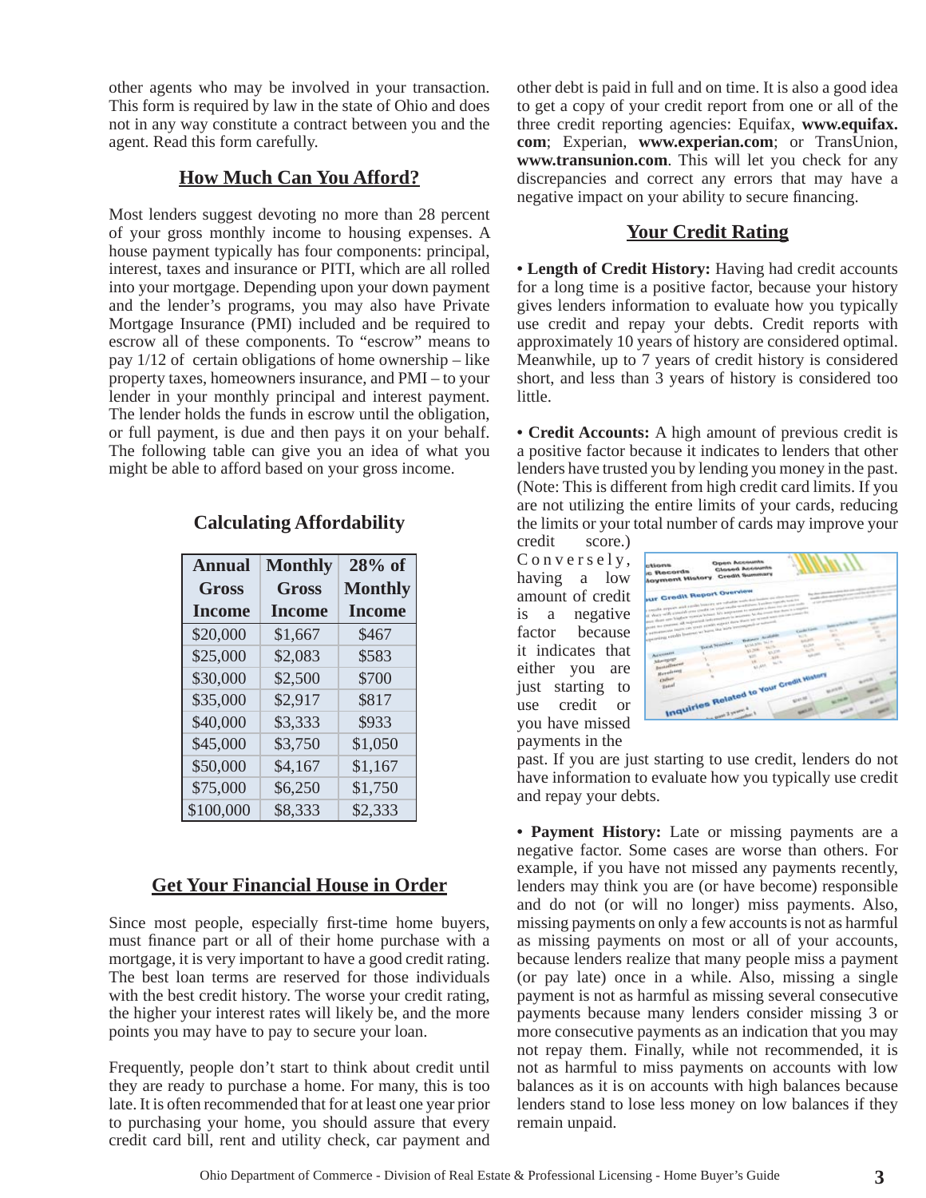other agents who may be involved in your transaction. This form is required by law in the state of Ohio and does not in any way constitute a contract between you and the agent. Read this form carefully.

## How Much Can You Afford?

Most lenders suggest devoting no more than 28 percent of your gross monthly income to housing expenses. A house payment typically has four components: principal, interest, taxes and insurance or PITI, which are all rolled into your mortgage. Depending upon your down payment and the lender's programs, you may also have Private Mortgage Insurance (PMI) included and be required to escrow all of these components. To "escrow" means to pay 1/12 of certain obligations of home ownership – like property taxes, homeowners insurance, and PMI – to your lender in your monthly principal and interest payment. The lender holds the funds in escrow until the obligation, or full payment, is due and then pays it on your behalf. The following table can give you an idea of what you might be able to afford based on your gross income.

### Calculating Affordability

| Annual Gross Income | Monthly Gross Income | 28% of Monthly Income |
|---|---|---|
| $20,000 | $1,667 | $467 |
| $25,000 | $2,083 | $583 |
| $30,000 | $2,500 | $700 |
| $35,000 | $2,917 | $817 |
| $40,000 | $3,333 | $933 |
| $45,000 | $3,750 | $1,050 |
| $50,000 | $4,167 | $1,167 |
| $75,000 | $6,250 | $1,750 |
| $100,000 | $8,333 | $2,333 |

## Get Your Financial House in Order

Since most people, especially first-time home buyers, must finance part or all of their home purchase with a mortgage, it is very important to have a good credit rating. The best loan terms are reserved for those individuals with the best credit history. The worse your credit rating, the higher your interest rates will likely be, and the more points you may have to pay to secure your loan.

Frequently, people don't start to think about credit until they are ready to purchase a home. For many, this is too late. It is often recommended that for at least one year prior to purchasing your home, you should assure that every credit card bill, rent and utility check, car payment and other debt is paid in full and on time. It is also a good idea to get a copy of your credit report from one or all of the three credit reporting agencies: Equifax, **www.equifax.com**; Experian, **www.experian.com**; or TransUnion, **www.transunion.com**. This will let you check for any discrepancies and correct any errors that may have a negative impact on your ability to secure financing.

## Your Credit Rating

• **Length of Credit History:** Having had credit accounts for a long time is a positive factor, because your history gives lenders information to evaluate how you typically use credit and repay your debts. Credit reports with approximately 10 years of history are considered optimal. Meanwhile, up to 7 years of credit history is considered short, and less than 3 years of history is considered too little.

• **Credit Accounts:** A high amount of previous credit is a positive factor because it indicates to lenders that other lenders have trusted you by lending you money in the past. (Note: This is different from high credit card limits. If you are not utilizing the entire limits of your cards, reducing the limits or your total number of cards may improve your credit score.) Conversely, having a low amount of credit is a negative factor because it indicates that either you are just starting to use credit or you have missed payments in the past. If you are just starting to use credit, lenders do not have information to evaluate how you typically use credit and repay your debts.

• **Payment History:** Late or missing payments are a negative factor. Some cases are worse than others. For example, if you have not missed any payments recently, lenders may think you are (or have become) responsible and do not (or will no longer) miss payments. Also, missing payments on only a few accounts is not as harmful as missing payments on most or all of your accounts, because lenders realize that many people miss a payment (or pay late) once in a while. Also, missing a single payment is not as harmful as missing several consecutive payments because many lenders consider missing 3 or more consecutive payments as an indication that you may not repay them. Finally, while not recommended, it is not as harmful to miss payments on accounts with low balances as it is on accounts with high balances because lenders stand to lose less money on low balances if they remain unpaid.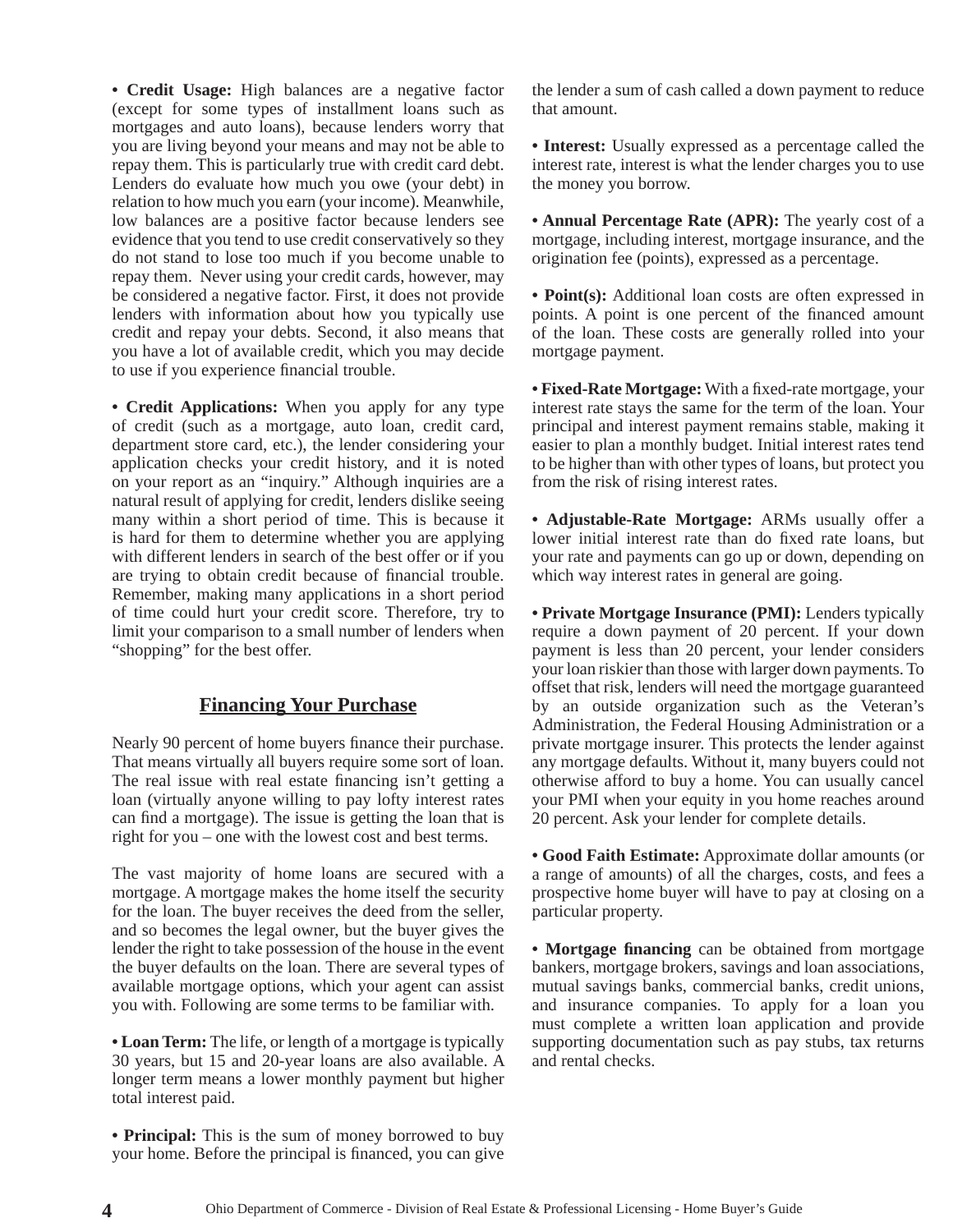**• Credit Usage:** High balances are a negative factor (except for some types of installment loans such as mortgages and auto loans), because lenders worry that you are living beyond your means and may not be able to repay them. This is particularly true with credit card debt. Lenders do evaluate how much you owe (your debt) in relation to how much you earn (your income). Meanwhile, low balances are a positive factor because lenders see evidence that you tend to use credit conservatively so they do not stand to lose too much if you become unable to repay them. Never using your credit cards, however, may be considered a negative factor. First, it does not provide lenders with information about how you typically use credit and repay your debts. Second, it also means that you have a lot of available credit, which you may decide to use if you experience financial trouble.

**• Credit Applications:** When you apply for any type of credit (such as a mortgage, auto loan, credit card, department store card, etc.), the lender considering your application checks your credit history, and it is noted on your report as an "inquiry." Although inquiries are a natural result of applying for credit, lenders dislike seeing many within a short period of time. This is because it is hard for them to determine whether you are applying with different lenders in search of the best offer or if you are trying to obtain credit because of financial trouble. Remember, making many applications in a short period of time could hurt your credit score. Therefore, try to limit your comparison to a small number of lenders when "shopping" for the best offer.

## Financing Your Purchase

Nearly 90 percent of home buyers finance their purchase. That means virtually all buyers require some sort of loan. The real issue with real estate financing isn't getting a loan (virtually anyone willing to pay lofty interest rates can find a mortgage). The issue is getting the loan that is right for you – one with the lowest cost and best terms.

The vast majority of home loans are secured with a mortgage. A mortgage makes the home itself the security for the loan. The buyer receives the deed from the seller, and so becomes the legal owner, but the buyer gives the lender the right to take possession of the house in the event the buyer defaults on the loan. There are several types of available mortgage options, which your agent can assist you with. Following are some terms to be familiar with.

**• Loan Term:** The life, or length of a mortgage is typically 30 years, but 15 and 20-year loans are also available. A longer term means a lower monthly payment but higher total interest paid.

**• Principal:** This is the sum of money borrowed to buy your home. Before the principal is financed, you can give the lender a sum of cash called a down payment to reduce that amount.

**• Interest:** Usually expressed as a percentage called the interest rate, interest is what the lender charges you to use the money you borrow.

**• Annual Percentage Rate (APR):** The yearly cost of a mortgage, including interest, mortgage insurance, and the origination fee (points), expressed as a percentage.

**• Point(s):** Additional loan costs are often expressed in points. A point is one percent of the financed amount of the loan. These costs are generally rolled into your mortgage payment.

**• Fixed-Rate Mortgage:** With a fixed-rate mortgage, your interest rate stays the same for the term of the loan. Your principal and interest payment remains stable, making it easier to plan a monthly budget. Initial interest rates tend to be higher than with other types of loans, but protect you from the risk of rising interest rates.

**• Adjustable-Rate Mortgage:** ARMs usually offer a lower initial interest rate than do fixed rate loans, but your rate and payments can go up or down, depending on which way interest rates in general are going.

**• Private Mortgage Insurance (PMI):** Lenders typically require a down payment of 20 percent. If your down payment is less than 20 percent, your lender considers your loan riskier than those with larger down payments. To offset that risk, lenders will need the mortgage guaranteed by an outside organization such as the Veteran's Administration, the Federal Housing Administration or a private mortgage insurer. This protects the lender against any mortgage defaults. Without it, many buyers could not otherwise afford to buy a home. You can usually cancel your PMI when your equity in you home reaches around 20 percent. Ask your lender for complete details.

**• Good Faith Estimate:** Approximate dollar amounts (or a range of amounts) of all the charges, costs, and fees a prospective home buyer will have to pay at closing on a particular property.

**• Mortgage financing** can be obtained from mortgage bankers, mortgage brokers, savings and loan associations, mutual savings banks, commercial banks, credit unions, and insurance companies. To apply for a loan you must complete a written loan application and provide supporting documentation such as pay stubs, tax returns and rental checks.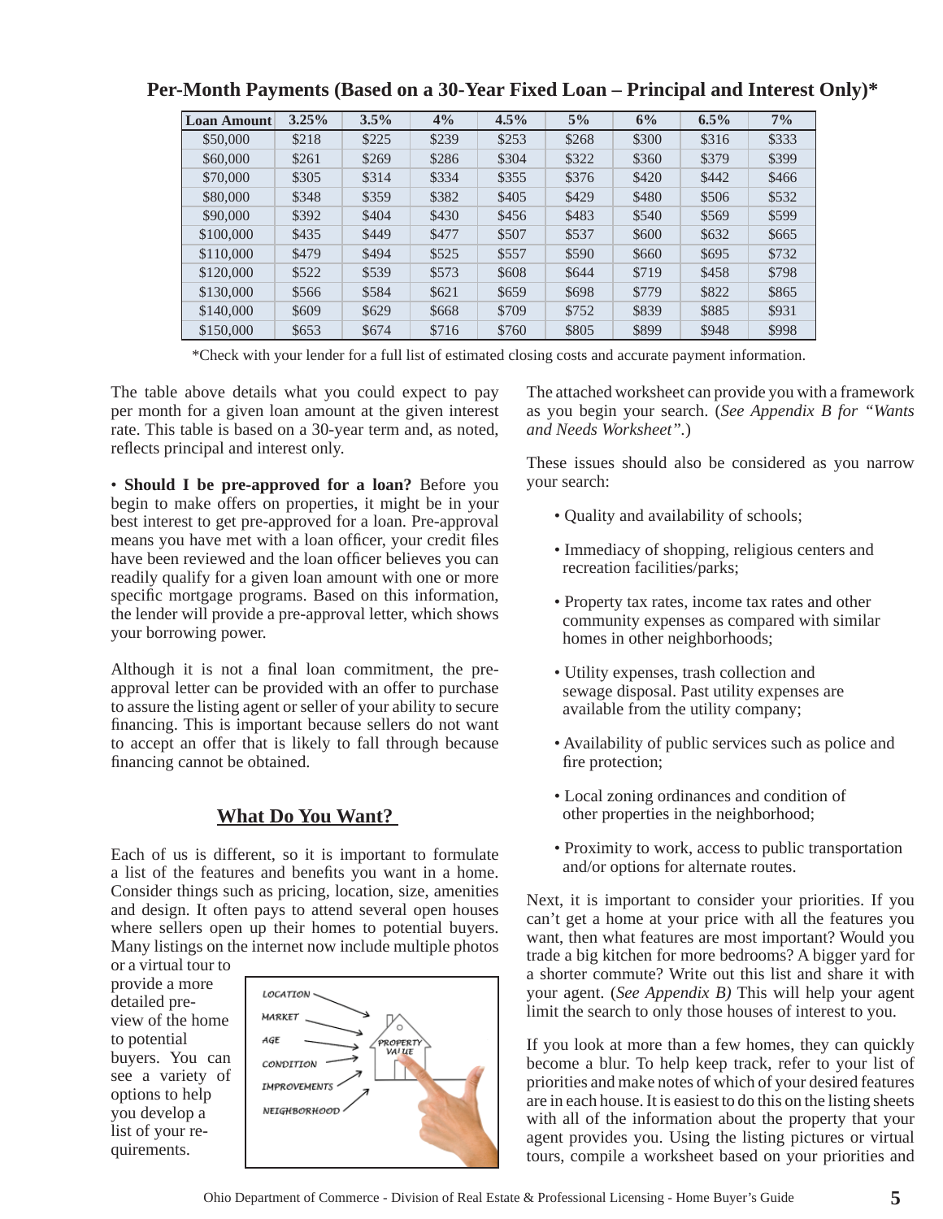**Per-Month Payments (Based on a 30-Year Fixed Loan – Principal and Interest Only)***

| Loan Amount | 3.25% | 3.5% | 4% | 4.5% | 5% | 6% | 6.5% | 7% |
|---|---|---|---|---|---|---|---|---|
| $50,000 | $218 | $225 | $239 | $253 | $268 | $300 | $316 | $333 |
| $60,000 | $261 | $269 | $286 | $304 | $322 | $360 | $379 | $399 |
| $70,000 | $305 | $314 | $334 | $355 | $376 | $420 | $442 | $466 |
| $80,000 | $348 | $359 | $382 | $405 | $429 | $480 | $506 | $532 |
| $90,000 | $392 | $404 | $430 | $456 | $483 | $540 | $569 | $599 |
| $100,000 | $435 | $449 | $477 | $507 | $537 | $600 | $632 | $665 |
| $110,000 | $479 | $494 | $525 | $557 | $590 | $660 | $695 | $732 |
| $120,000 | $522 | $539 | $573 | $608 | $644 | $719 | $458 | $798 |
| $130,000 | $566 | $584 | $621 | $659 | $698 | $779 | $822 | $865 |
| $140,000 | $609 | $629 | $668 | $709 | $752 | $839 | $885 | $931 |
| $150,000 | $653 | $674 | $716 | $760 | $805 | $899 | $948 | $998 |

*Check with your lender for a full list of estimated closing costs and accurate payment information.

The table above details what you could expect to pay per month for a given loan amount at the given interest rate. This table is based on a 30-year term and, as noted, reflects principal and interest only.

• **Should I be pre-approved for a loan?** Before you begin to make offers on properties, it might be in your best interest to get pre-approved for a loan. Pre-approval means you have met with a loan officer, your credit files have been reviewed and the loan officer believes you can readily qualify for a given loan amount with one or more specific mortgage programs. Based on this information, the lender will provide a pre-approval letter, which shows your borrowing power.

Although it is not a final loan commitment, the pre-approval letter can be provided with an offer to purchase to assure the listing agent or seller of your ability to secure financing. This is important because sellers do not want to accept an offer that is likely to fall through because financing cannot be obtained.

## What Do You Want?

Each of us is different, so it is important to formulate a list of the features and benefits you want in a home. Consider things such as pricing, location, size, amenities and design. It often pays to attend several open houses where sellers open up their homes to potential buyers. Many listings on the internet now include multiple photos or a virtual tour to provide a more detailed pre-view of the home to potential buyers. You can see a variety of options to help you develop a list of your re-quirements.

The attached worksheet can provide you with a framework as you begin your search. (*See Appendix B for "Wants and Needs Worksheet".*)

These issues should also be considered as you narrow your search:

- Quality and availability of schools;
- Immediacy of shopping, religious centers and recreation facilities/parks;
- Property tax rates, income tax rates and other community expenses as compared with similar homes in other neighborhoods;
- Utility expenses, trash collection and sewage disposal. Past utility expenses are available from the utility company;
- Availability of public services such as police and fire protection;
- Local zoning ordinances and condition of other properties in the neighborhood;
- Proximity to work, access to public transportation and/or options for alternate routes.

Next, it is important to consider your priorities. If you can't get a home at your price with all the features you want, then what features are most important? Would you trade a big kitchen for more bedrooms? A bigger yard for a shorter commute? Write out this list and share it with your agent. (*See Appendix B)* This will help your agent limit the search to only those houses of interest to you.

If you look at more than a few homes, they can quickly become a blur. To help keep track, refer to your list of priorities and make notes of which of your desired features are in each house. It is easiest to do this on the listing sheets with all of the information about the property that your agent provides you. Using the listing pictures or virtual tours, compile a worksheet based on your priorities and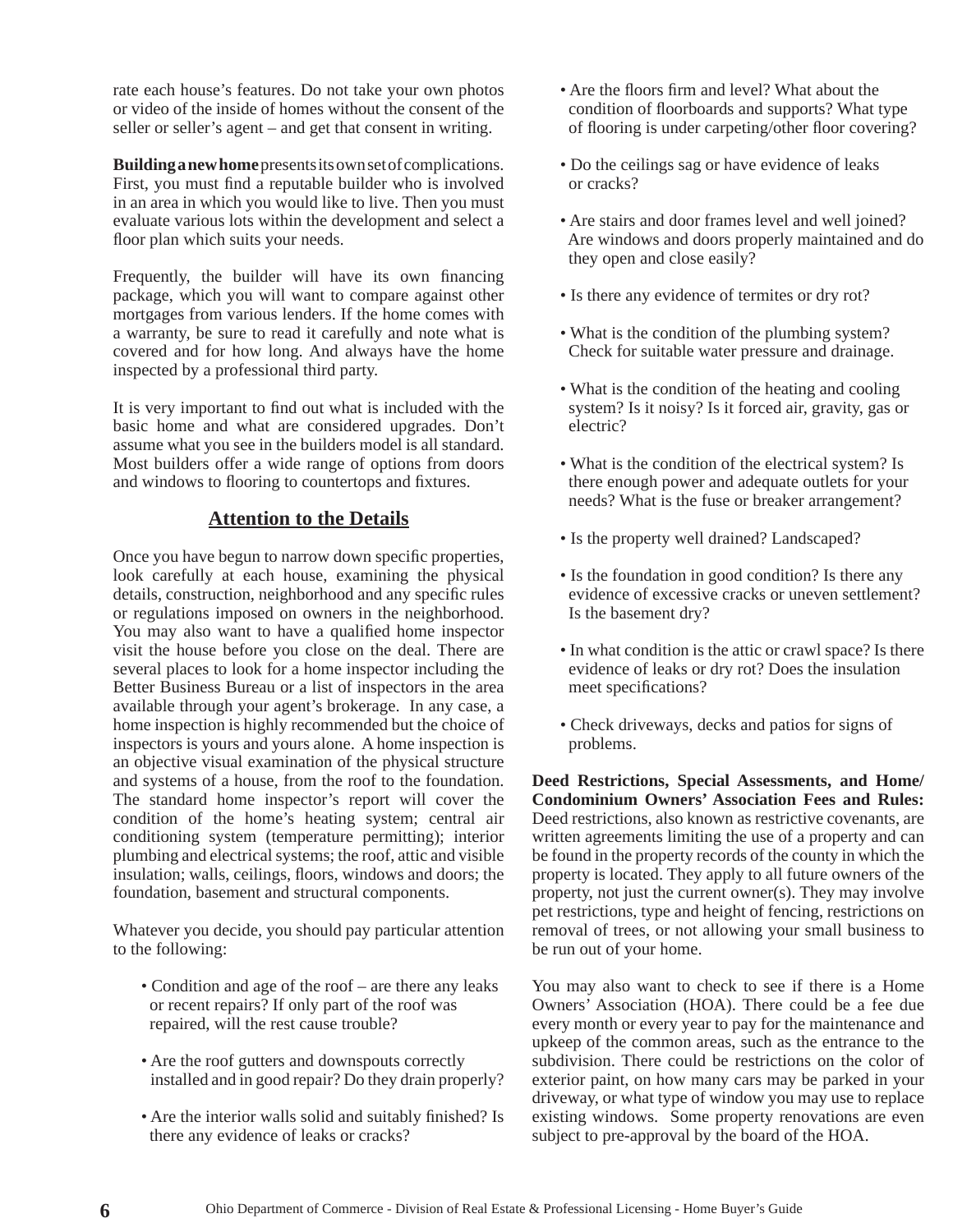rate each house's features. Do not take your own photos or video of the inside of homes without the consent of the seller or seller's agent – and get that consent in writing.

**Building a new home** presents its own set of complications. First, you must find a reputable builder who is involved in an area in which you would like to live. Then you must evaluate various lots within the development and select a floor plan which suits your needs.

Frequently, the builder will have its own financing package, which you will want to compare against other mortgages from various lenders. If the home comes with a warranty, be sure to read it carefully and note what is covered and for how long. And always have the home inspected by a professional third party.

It is very important to find out what is included with the basic home and what are considered upgrades. Don't assume what you see in the builders model is all standard. Most builders offer a wide range of options from doors and windows to flooring to countertops and fixtures.

## Attention to the Details

Once you have begun to narrow down specific properties, look carefully at each house, examining the physical details, construction, neighborhood and any specific rules or regulations imposed on owners in the neighborhood. You may also want to have a qualified home inspector visit the house before you close on the deal. There are several places to look for a home inspector including the Better Business Bureau or a list of inspectors in the area available through your agent's brokerage. In any case, a home inspection is highly recommended but the choice of inspectors is yours and yours alone. A home inspection is an objective visual examination of the physical structure and systems of a house, from the roof to the foundation. The standard home inspector's report will cover the condition of the home's heating system; central air conditioning system (temperature permitting); interior plumbing and electrical systems; the roof, attic and visible insulation; walls, ceilings, floors, windows and doors; the foundation, basement and structural components.

Whatever you decide, you should pay particular attention to the following:

- Condition and age of the roof – are there any leaks or recent repairs? If only part of the roof was repaired, will the rest cause trouble?
- Are the roof gutters and downspouts correctly installed and in good repair? Do they drain properly?
- Are the interior walls solid and suitably finished? Is there any evidence of leaks or cracks?
- Are the floors firm and level? What about the condition of floorboards and supports? What type of flooring is under carpeting/other floor covering?
- Do the ceilings sag or have evidence of leaks or cracks?
- Are stairs and door frames level and well joined? Are windows and doors properly maintained and do they open and close easily?
- Is there any evidence of termites or dry rot?
- What is the condition of the plumbing system? Check for suitable water pressure and drainage.
- What is the condition of the heating and cooling system? Is it noisy? Is it forced air, gravity, gas or electric?
- What is the condition of the electrical system? Is there enough power and adequate outlets for your needs? What is the fuse or breaker arrangement?
- Is the property well drained? Landscaped?
- Is the foundation in good condition? Is there any evidence of excessive cracks or uneven settlement? Is the basement dry?
- In what condition is the attic or crawl space? Is there evidence of leaks or dry rot? Does the insulation meet specifications?
- Check driveways, decks and patios for signs of problems.

**Deed Restrictions, Special Assessments, and Home/ Condominium Owners' Association Fees and Rules:** Deed restrictions, also known as restrictive covenants, are written agreements limiting the use of a property and can be found in the property records of the county in which the property is located. They apply to all future owners of the property, not just the current owner(s). They may involve pet restrictions, type and height of fencing, restrictions on removal of trees, or not allowing your small business to be run out of your home.

You may also want to check to see if there is a Home Owners' Association (HOA). There could be a fee due every month or every year to pay for the maintenance and upkeep of the common areas, such as the entrance to the subdivision. There could be restrictions on the color of exterior paint, on how many cars may be parked in your driveway, or what type of window you may use to replace existing windows. Some property renovations are even subject to pre-approval by the board of the HOA.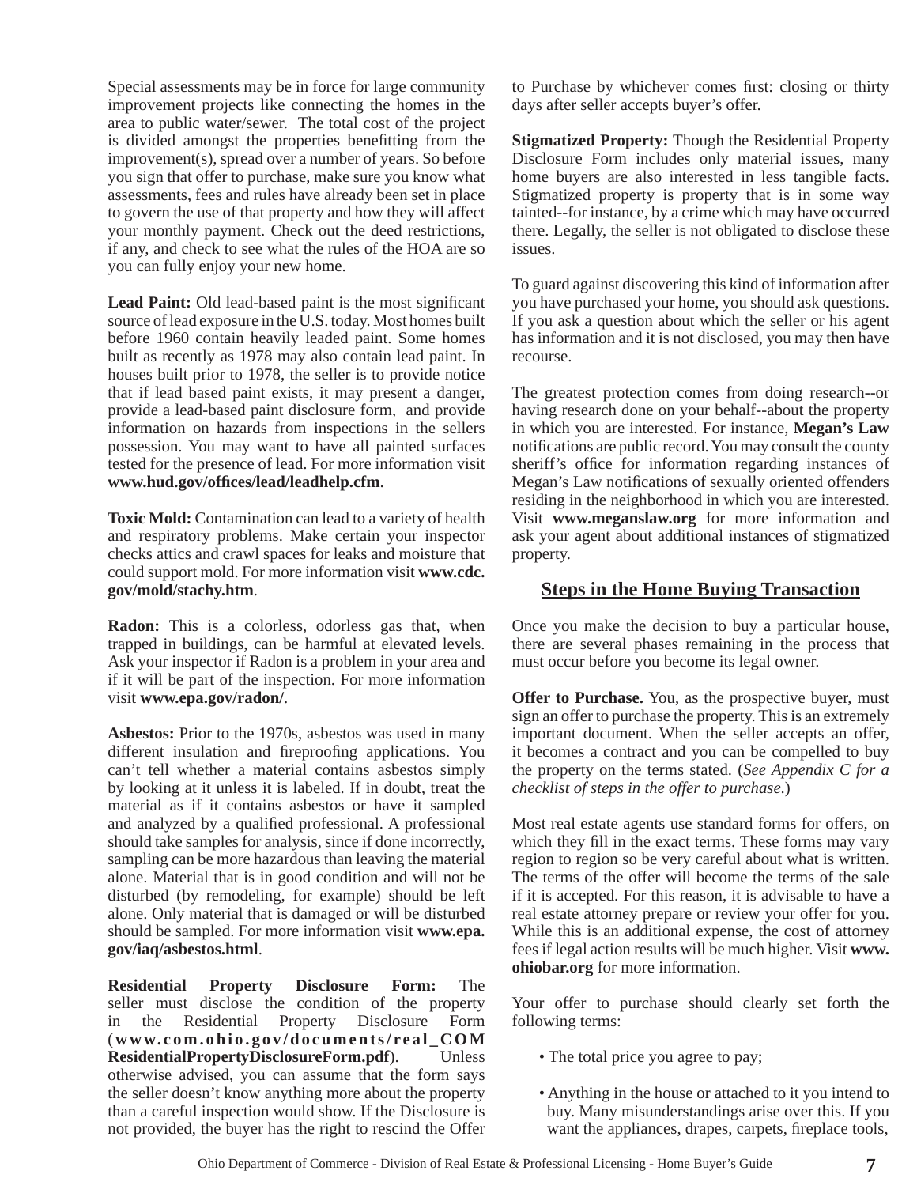Special assessments may be in force for large community improvement projects like connecting the homes in the area to public water/sewer. The total cost of the project is divided amongst the properties benefitting from the improvement(s), spread over a number of years. So before you sign that offer to purchase, make sure you know what assessments, fees and rules have already been set in place to govern the use of that property and how they will affect your monthly payment. Check out the deed restrictions, if any, and check to see what the rules of the HOA are so you can fully enjoy your new home.

**Lead Paint:** Old lead-based paint is the most significant source of lead exposure in the U.S. today. Most homes built before 1960 contain heavily leaded paint. Some homes built as recently as 1978 may also contain lead paint. In houses built prior to 1978, the seller is to provide notice that if lead based paint exists, it may present a danger, provide a lead-based paint disclosure form, and provide information on hazards from inspections in the sellers possession. You may want to have all painted surfaces tested for the presence of lead. For more information visit **www.hud.gov/offices/lead/leadhelp.cfm**.

**Toxic Mold:** Contamination can lead to a variety of health and respiratory problems. Make certain your inspector checks attics and crawl spaces for leaks and moisture that could support mold. For more information visit **www.cdc.gov/mold/stachy.htm**.

**Radon:** This is a colorless, odorless gas that, when trapped in buildings, can be harmful at elevated levels. Ask your inspector if Radon is a problem in your area and if it will be part of the inspection. For more information visit **www.epa.gov/radon/**.

**Asbestos:** Prior to the 1970s, asbestos was used in many different insulation and fireproofing applications. You can't tell whether a material contains asbestos simply by looking at it unless it is labeled. If in doubt, treat the material as if it contains asbestos or have it sampled and analyzed by a qualified professional. A professional should take samples for analysis, since if done incorrectly, sampling can be more hazardous than leaving the material alone. Material that is in good condition and will not be disturbed (by remodeling, for example) should be left alone. Only material that is damaged or will be disturbed should be sampled. For more information visit **www.epa.gov/iaq/asbestos.html**.

**Residential Property Disclosure Form:** The seller must disclose the condition of the property in the Residential Property Disclosure Form (**www.com.ohio.gov/documents/real_COMResidentialPropertyDisclosureForm.pdf**). Unless otherwise advised, you can assume that the form says the seller doesn't know anything more about the property than a careful inspection would show. If the Disclosure is not provided, the buyer has the right to rescind the Offer to Purchase by whichever comes first: closing or thirty days after seller accepts buyer's offer.

**Stigmatized Property:** Though the Residential Property Disclosure Form includes only material issues, many home buyers are also interested in less tangible facts. Stigmatized property is property that is in some way tainted--for instance, by a crime which may have occurred there. Legally, the seller is not obligated to disclose these issues.

To guard against discovering this kind of information after you have purchased your home, you should ask questions. If you ask a question about which the seller or his agent has information and it is not disclosed, you may then have recourse.

The greatest protection comes from doing research--or having research done on your behalf--about the property in which you are interested. For instance, **Megan's Law** notifications are public record. You may consult the county sheriff's office for information regarding instances of Megan's Law notifications of sexually oriented offenders residing in the neighborhood in which you are interested. Visit **www.meganslaw.org** for more information and ask your agent about additional instances of stigmatized property.

## Steps in the Home Buying Transaction

Once you make the decision to buy a particular house, there are several phases remaining in the process that must occur before you become its legal owner.

**Offer to Purchase.** You, as the prospective buyer, must sign an offer to purchase the property. This is an extremely important document. When the seller accepts an offer, it becomes a contract and you can be compelled to buy the property on the terms stated. (*See Appendix C for a checklist of steps in the offer to purchase.*)

Most real estate agents use standard forms for offers, on which they fill in the exact terms. These forms may vary region to region so be very careful about what is written. The terms of the offer will become the terms of the sale if it is accepted. For this reason, it is advisable to have a real estate attorney prepare or review your offer for you. While this is an additional expense, the cost of attorney fees if legal action results will be much higher. Visit **www.ohiobar.org** for more information.

Your offer to purchase should clearly set forth the following terms:

- The total price you agree to pay;
- Anything in the house or attached to it you intend to buy. Many misunderstandings arise over this. If you want the appliances, drapes, carpets, fireplace tools,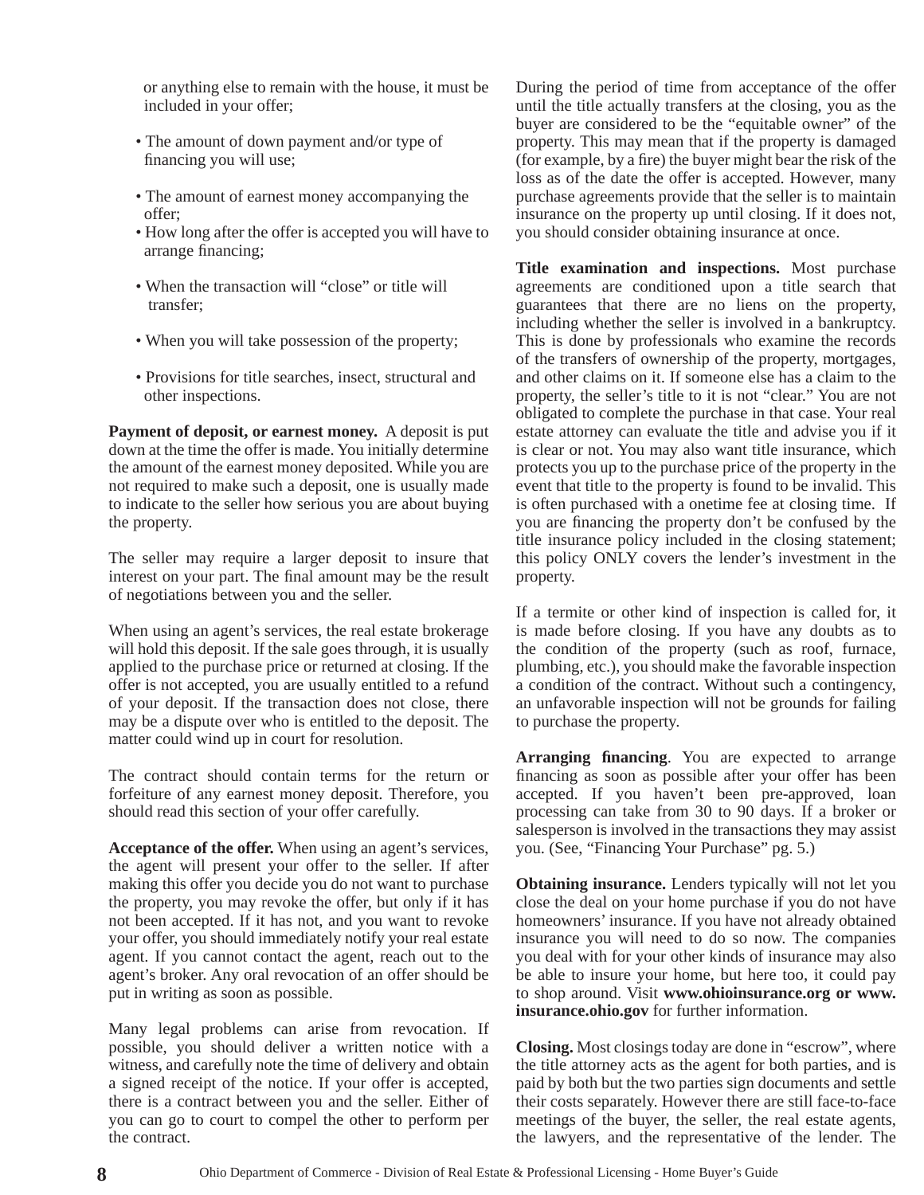or anything else to remain with the house, it must be included in your offer;

- The amount of down payment and/or type of financing you will use;
- The amount of earnest money accompanying the offer;
- How long after the offer is accepted you will have to arrange financing;
- When the transaction will "close" or title will transfer;
- When you will take possession of the property;
- Provisions for title searches, insect, structural and other inspections.

**Payment of deposit, or earnest money.** A deposit is put down at the time the offer is made. You initially determine the amount of the earnest money deposited. While you are not required to make such a deposit, one is usually made to indicate to the seller how serious you are about buying the property.

The seller may require a larger deposit to insure that interest on your part. The final amount may be the result of negotiations between you and the seller.

When using an agent's services, the real estate brokerage will hold this deposit. If the sale goes through, it is usually applied to the purchase price or returned at closing. If the offer is not accepted, you are usually entitled to a refund of your deposit. If the transaction does not close, there may be a dispute over who is entitled to the deposit. The matter could wind up in court for resolution.

The contract should contain terms for the return or forfeiture of any earnest money deposit. Therefore, you should read this section of your offer carefully.

**Acceptance of the offer.** When using an agent's services, the agent will present your offer to the seller. If after making this offer you decide you do not want to purchase the property, you may revoke the offer, but only if it has not been accepted. If it has not, and you want to revoke your offer, you should immediately notify your real estate agent. If you cannot contact the agent, reach out to the agent's broker. Any oral revocation of an offer should be put in writing as soon as possible.

Many legal problems can arise from revocation. If possible, you should deliver a written notice with a witness, and carefully note the time of delivery and obtain a signed receipt of the notice. If your offer is accepted, there is a contract between you and the seller. Either of you can go to court to compel the other to perform per the contract.

During the period of time from acceptance of the offer until the title actually transfers at the closing, you as the buyer are considered to be the "equitable owner" of the property. This may mean that if the property is damaged (for example, by a fire) the buyer might bear the risk of the loss as of the date the offer is accepted. However, many purchase agreements provide that the seller is to maintain insurance on the property up until closing. If it does not, you should consider obtaining insurance at once.

**Title examination and inspections.** Most purchase agreements are conditioned upon a title search that guarantees that there are no liens on the property, including whether the seller is involved in a bankruptcy. This is done by professionals who examine the records of the transfers of ownership of the property, mortgages, and other claims on it. If someone else has a claim to the property, the seller's title to it is not "clear." You are not obligated to complete the purchase in that case. Your real estate attorney can evaluate the title and advise you if it is clear or not. You may also want title insurance, which protects you up to the purchase price of the property in the event that title to the property is found to be invalid. This is often purchased with a onetime fee at closing time. If you are financing the property don't be confused by the title insurance policy included in the closing statement; this policy ONLY covers the lender's investment in the property.

If a termite or other kind of inspection is called for, it is made before closing. If you have any doubts as to the condition of the property (such as roof, furnace, plumbing, etc.), you should make the favorable inspection a condition of the contract. Without such a contingency, an unfavorable inspection will not be grounds for failing to purchase the property.

**Arranging financing**. You are expected to arrange financing as soon as possible after your offer has been accepted. If you haven't been pre-approved, loan processing can take from 30 to 90 days. If a broker or salesperson is involved in the transactions they may assist you. (See, "Financing Your Purchase" pg. 5.)

**Obtaining insurance.** Lenders typically will not let you close the deal on your home purchase if you do not have homeowners' insurance. If you have not already obtained insurance you will need to do so now. The companies you deal with for your other kinds of insurance may also be able to insure your home, but here too, it could pay to shop around. Visit **www.ohioinsurance.org or www.insurance.ohio.gov** for further information.

**Closing.** Most closings today are done in "escrow", where the title attorney acts as the agent for both parties, and is paid by both but the two parties sign documents and settle their costs separately. However there are still face-to-face meetings of the buyer, the seller, the real estate agents, the lawyers, and the representative of the lender. The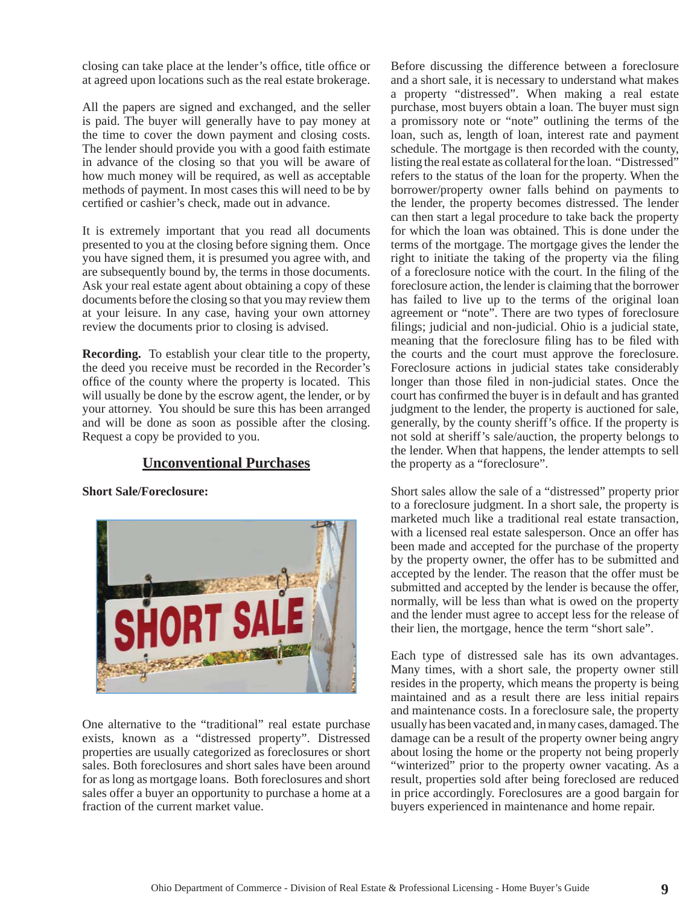closing can take place at the lender's office, title office or at agreed upon locations such as the real estate brokerage.

All the papers are signed and exchanged, and the seller is paid. The buyer will generally have to pay money at the time to cover the down payment and closing costs. The lender should provide you with a good faith estimate in advance of the closing so that you will be aware of how much money will be required, as well as acceptable methods of payment. In most cases this will need to be by certified or cashier's check, made out in advance.

It is extremely important that you read all documents presented to you at the closing before signing them. Once you have signed them, it is presumed you agree with, and are subsequently bound by, the terms in those documents. Ask your real estate agent about obtaining a copy of these documents before the closing so that you may review them at your leisure. In any case, having your own attorney review the documents prior to closing is advised.

**Recording.** To establish your clear title to the property, the deed you receive must be recorded in the Recorder's office of the county where the property is located. This will usually be done by the escrow agent, the lender, or by your attorney. You should be sure this has been arranged and will be done as soon as possible after the closing. Request a copy be provided to you.

## Unconventional Purchases

**Short Sale/Foreclosure:**

One alternative to the "traditional" real estate purchase exists, known as a "distressed property". Distressed properties are usually categorized as foreclosures or short sales. Both foreclosures and short sales have been around for as long as mortgage loans. Both foreclosures and short sales offer a buyer an opportunity to purchase a home at a fraction of the current market value.

Before discussing the difference between a foreclosure and a short sale, it is necessary to understand what makes a property "distressed". When making a real estate purchase, most buyers obtain a loan. The buyer must sign a promissory note or "note" outlining the terms of the loan, such as, length of loan, interest rate and payment schedule. The mortgage is then recorded with the county, listing the real estate as collateral for the loan. "Distressed" refers to the status of the loan for the property. When the borrower/property owner falls behind on payments to the lender, the property becomes distressed. The lender can then start a legal procedure to take back the property for which the loan was obtained. This is done under the terms of the mortgage. The mortgage gives the lender the right to initiate the taking of the property via the filing of a foreclosure notice with the court. In the filing of the foreclosure action, the lender is claiming that the borrower has failed to live up to the terms of the original loan agreement or "note". There are two types of foreclosure filings; judicial and non-judicial. Ohio is a judicial state, meaning that the foreclosure filing has to be filed with the courts and the court must approve the foreclosure. Foreclosure actions in judicial states take considerably longer than those filed in non-judicial states. Once the court has confirmed the buyer is in default and has granted judgment to the lender, the property is auctioned for sale, generally, by the county sheriff's office. If the property is not sold at sheriff's sale/auction, the property belongs to the lender. When that happens, the lender attempts to sell the property as a "foreclosure".

Short sales allow the sale of a "distressed" property prior to a foreclosure judgment. In a short sale, the property is marketed much like a traditional real estate transaction, with a licensed real estate salesperson. Once an offer has been made and accepted for the purchase of the property by the property owner, the offer has to be submitted and accepted by the lender. The reason that the offer must be submitted and accepted by the lender is because the offer, normally, will be less than what is owed on the property and the lender must agree to accept less for the release of their lien, the mortgage, hence the term "short sale".

Each type of distressed sale has its own advantages. Many times, with a short sale, the property owner still resides in the property, which means the property is being maintained and as a result there are less initial repairs and maintenance costs. In a foreclosure sale, the property usually has been vacated and, in many cases, damaged. The damage can be a result of the property owner being angry about losing the home or the property not being properly "winterized" prior to the property owner vacating. As a result, properties sold after being foreclosed are reduced in price accordingly. Foreclosures are a good bargain for buyers experienced in maintenance and home repair.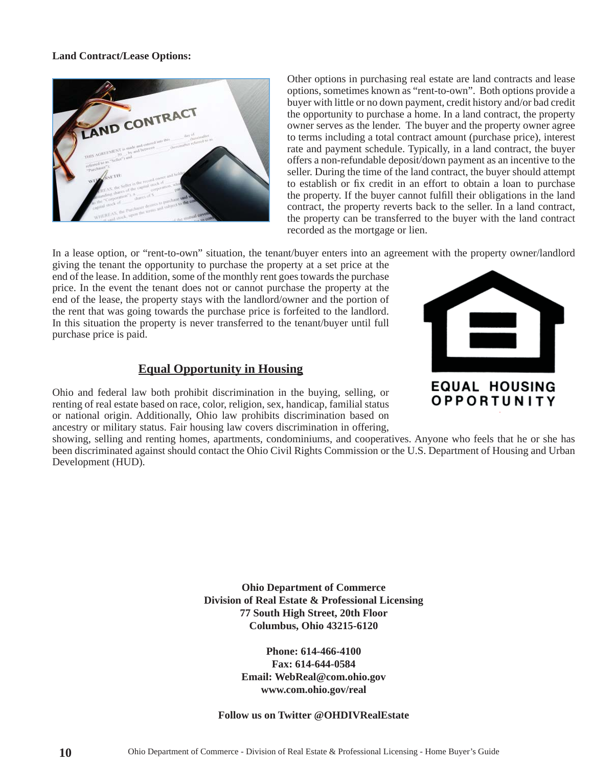**Land Contract/Lease Options:**

Other options in purchasing real estate are land contracts and lease options, sometimes known as "rent-to-own". Both options provide a buyer with little or no down payment, credit history and/or bad credit the opportunity to purchase a home. In a land contract, the property owner serves as the lender. The buyer and the property owner agree to terms including a total contract amount (purchase price), interest rate and payment schedule. Typically, in a land contract, the buyer offers a non-refundable deposit/down payment as an incentive to the seller. During the time of the land contract, the buyer should attempt to establish or fix credit in an effort to obtain a loan to purchase the property. If the buyer cannot fulfill their obligations in the land contract, the property reverts back to the seller. In a land contract, the property can be transferred to the buyer with the land contract recorded as the mortgage or lien.

In a lease option, or "rent-to-own" situation, the tenant/buyer enters into an agreement with the property owner/landlord giving the tenant the opportunity to purchase the property at a set price at the end of the lease. In addition, some of the monthly rent goes towards the purchase price. In the event the tenant does not or cannot purchase the property at the end of the lease, the property stays with the landlord/owner and the portion of the rent that was going towards the purchase price is forfeited to the landlord. In this situation the property is never transferred to the tenant/buyer until full purchase price is paid.

## Equal Opportunity in Housing

Ohio and federal law both prohibit discrimination in the buying, selling, or renting of real estate based on race, color, religion, sex, handicap, familial status or national origin. Additionally, Ohio law prohibits discrimination based on ancestry or military status. Fair housing law covers discrimination in offering, showing, selling and renting homes, apartments, condominiums, and cooperatives. Anyone who feels that he or she has been discriminated against should contact the Ohio Civil Rights Commission or the U.S. Department of Housing and Urban Development (HUD).

EQUAL HOUSING OPPORTUNITY

**Ohio Department of Commerce**
**Division of Real Estate & Professional Licensing**
**77 South High Street, 20th Floor**
**Columbus, Ohio 43215-6120**

**Phone: 614-466-4100**
**Fax: 614-644-0584**
**Email: WebReal@com.ohio.gov**
**www.com.ohio.gov/real**

**Follow us on Twitter @OHDIVRealEstate**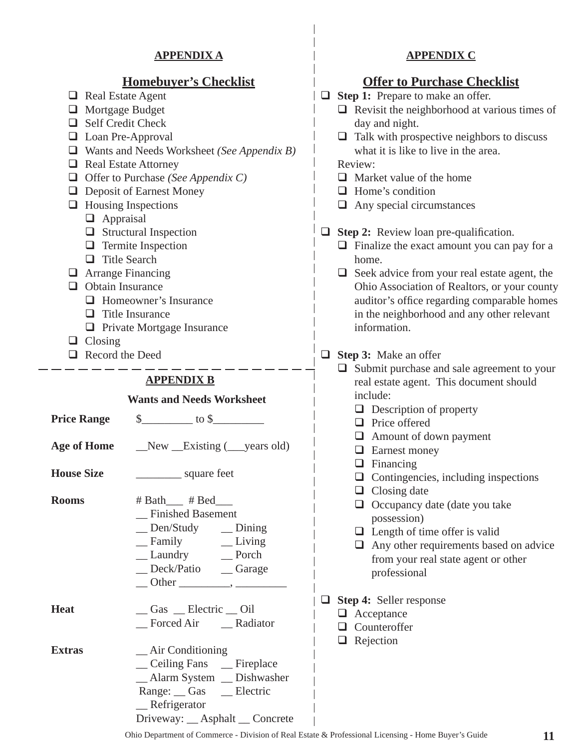## APPENDIX A

### Homebuyer's Checklist

- ❑ Real Estate Agent
- ❑ Mortgage Budget
- ❑ Self Credit Check
- ❑ Loan Pre-Approval
- ❑ Wants and Needs Worksheet *(See Appendix B)*
- ❑ Real Estate Attorney
- ❑ Offer to Purchase *(See Appendix C)*
- ❑ Deposit of Earnest Money
- ❑ Housing Inspections
  - ❑ Appraisal
  - ❑ Structural Inspection
  - ❑ Termite Inspection
  - ❑ Title Search
- ❑ Arrange Financing
- ❑ Obtain Insurance
  - ❑ Homeowner's Insurance
  - ❑ Title Insurance
  - ❑ Private Mortgage Insurance
- ❑ Closing
- ❑ Record the Deed

## APPENDIX B

### Wants and Needs Worksheet

**Price Range** $_________ to $_________

**Age of Home** __New __Existing (___years old)

**House Size** ________ square feet

**Rooms** # Bath___ # Bed___
__ Finished Basement
__ Den/Study __ Dining
__ Family __ Living
__ Laundry __ Porch
__ Deck/Patio __ Garage
__ Other _________, _________

**Heat** __ Gas __ Electric __ Oil
__ Forced Air __ Radiator

**Extras** __ Air Conditioning
__ Ceiling Fans __ Fireplace
__ Alarm System __ Dishwasher
Range: __ Gas __ Electric
__ Refrigerator
Driveway: __ Asphalt __ Concrete

## APPENDIX C

### Offer to Purchase Checklist

- ❑ **Step 1:** Prepare to make an offer.
  - ❑ Revisit the neighborhood at various times of day and night.
  - ❑ Talk with prospective neighbors to discuss what it is like to live in the area.

  Review:
  - ❑ Market value of the home
  - ❑ Home's condition
  - ❑ Any special circumstances
- ❑ **Step 2:** Review loan pre-qualification.
  - ❑ Finalize the exact amount you can pay for a home.
  - ❑ Seek advice from your real estate agent, the Ohio Association of Realtors, or your county auditor's office regarding comparable homes in the neighborhood and any other relevant information.
- ❑ **Step 3:** Make an offer
  - ❑ Submit purchase and sale agreement to your real estate agent. This document should include:
    - ❑ Description of property
    - ❑ Price offered
    - ❑ Amount of down payment
    - ❑ Earnest money
    - ❑ Financing
    - ❑ Contingencies, including inspections
    - ❑ Closing date
    - ❑ Occupancy date (date you take possession)
    - ❑ Length of time offer is valid
    - ❑ Any other requirements based on advice from your real state agent or other professional
- ❑ **Step 4:** Seller response
  - ❑ Acceptance
  - ❑ Counteroffer
  - ❑ Rejection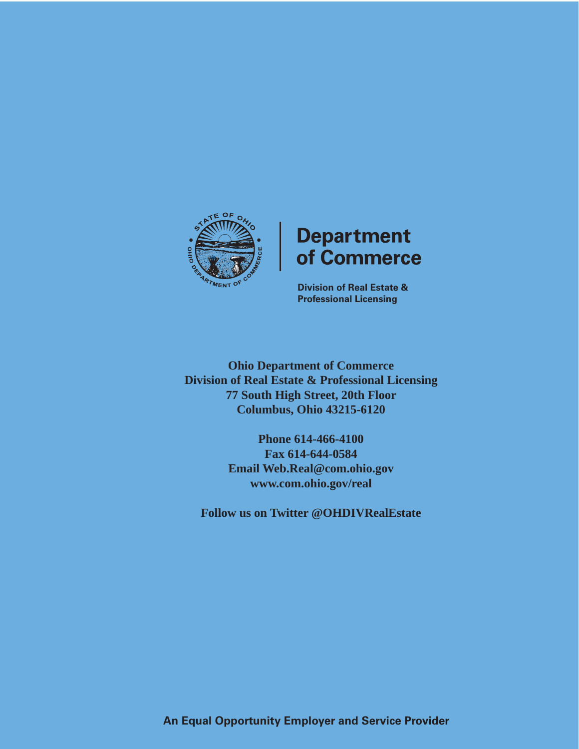**Department of Commerce**

**Division of Real Estate & Professional Licensing**

**Ohio Department of Commerce**
**Division of Real Estate & Professional Licensing**
**77 South High Street, 20th Floor**
**Columbus, Ohio 43215-6120**

**Phone 614-466-4100**
**Fax 614-644-0584**
**Email Web.Real@com.ohio.gov**
**www.com.ohio.gov/real**

**Follow us on Twitter @OHDIVRealEstate**

**An Equal Opportunity Employer and Service Provider**